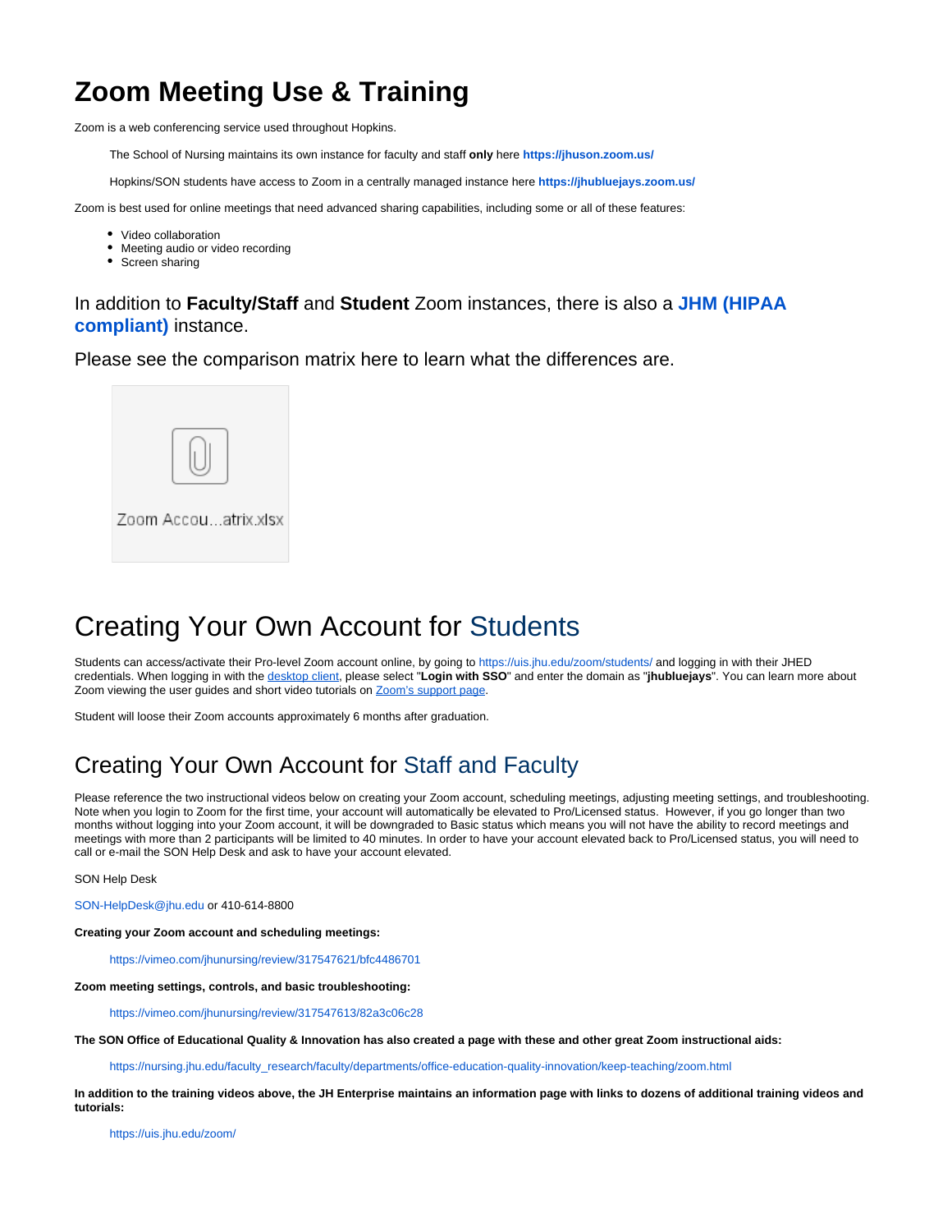# Zoom Meeting Use & Training

Zoom is a web conferencing service used throughout Hopkins.

> The School of Nursing maintains its own instance for faculty and staff **only** here **https://jhuson.zoom.us/**
>
> Hopkins/SON students have access to Zoom in a centrally managed instance here **https://jhubluejays.zoom.us/**

Zoom is best used for online meetings that need advanced sharing capabilities, including some or all of these features:

- Video collaboration
- Meeting audio or video recording
- Screen sharing

### In addition to **Faculty/Staff** and **Student** Zoom instances, there is also a **JHM (HIPAA compliant)** instance.

### Please see the comparison matrix here to learn what the differences are.

Zoom Accou...atrix.xlsx

# Creating Your Own Account for Students

Students can access/activate their Pro-level Zoom account online, by going to https://uis.jhu.edu/zoom/students/ and logging in with their JHED credentials. When logging in with the desktop client, please select "**Login with SSO**" and enter the domain as "**jhubluejays**". You can learn more about Zoom viewing the user guides and short video tutorials on Zoom's support page.

Student will loose their Zoom accounts approximately 6 months after graduation.

## Creating Your Own Account for Staff and Faculty

Please reference the two instructional videos below on creating your Zoom account, scheduling meetings, adjusting meeting settings, and troubleshooting. Note when you login to Zoom for the first time, your account will automatically be elevated to Pro/Licensed status. However, if you go longer than two months without logging into your Zoom account, it will be downgraded to Basic status which means you will not have the ability to record meetings and meetings with more than 2 participants will be limited to 40 minutes. In order to have your account elevated back to Pro/Licensed status, you will need to call or e-mail the SON Help Desk and ask to have your account elevated.

SON Help Desk

SON-HelpDesk@jhu.edu or 410-614-8800

**Creating your Zoom account and scheduling meetings:**

> https://vimeo.com/jhunursing/review/317547621/bfc4486701

**Zoom meeting settings, controls, and basic troubleshooting:**

> https://vimeo.com/jhunursing/review/317547613/82a3c06c28

**The SON Office of Educational Quality & Innovation has also created a page with these and other great Zoom instructional aids:**

> https://nursing.jhu.edu/faculty_research/faculty/departments/office-education-quality-innovation/keep-teaching/zoom.html

**In addition to the training videos above, the JH Enterprise maintains an information page with links to dozens of additional training videos and tutorials:**

> https://uis.jhu.edu/zoom/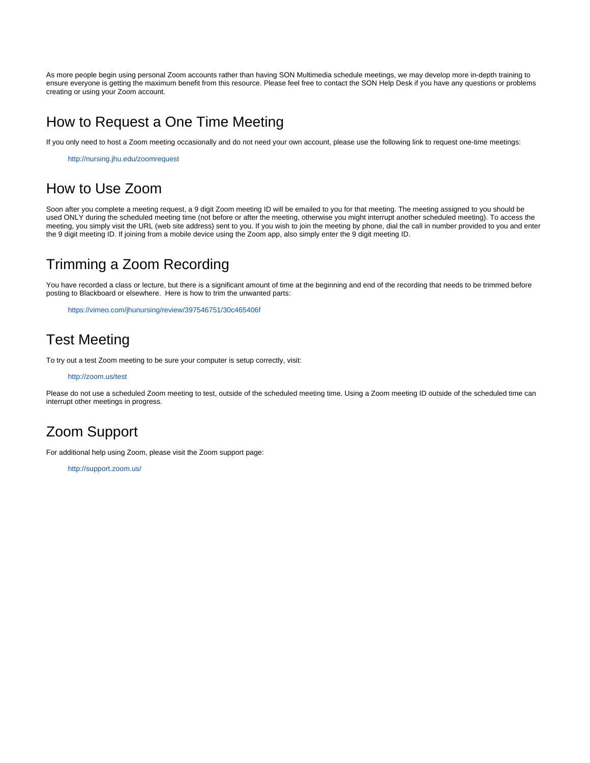As more people begin using personal Zoom accounts rather than having SON Multimedia schedule meetings, we may develop more in-depth training to ensure everyone is getting the maximum benefit from this resource. Please feel free to contact the SON Help Desk if you have any questions or problems creating or using your Zoom account.

## How to Request a One Time Meeting

If you only need to host a Zoom meeting occasionally and do not need your own account, please use the following link to request one-time meetings:

> http://nursing.jhu.edu/zoomrequest

## How to Use Zoom

Soon after you complete a meeting request, a 9 digit Zoom meeting ID will be emailed to you for that meeting. The meeting assigned to you should be used ONLY during the scheduled meeting time (not before or after the meeting, otherwise you might interrupt another scheduled meeting). To access the meeting, you simply visit the URL (web site address) sent to you. If you wish to join the meeting by phone, dial the call in number provided to you and enter the 9 digit meeting ID. If joining from a mobile device using the Zoom app, also simply enter the 9 digit meeting ID.

## Trimming a Zoom Recording

You have recorded a class or lecture, but there is a significant amount of time at the beginning and end of the recording that needs to be trimmed before posting to Blackboard or elsewhere. Here is how to trim the unwanted parts:

> https://vimeo.com/jhunursing/review/397546751/30c465406f

## Test Meeting

To try out a test Zoom meeting to be sure your computer is setup correctly, visit:

> http://zoom.us/test

Please do not use a scheduled Zoom meeting to test, outside of the scheduled meeting time. Using a Zoom meeting ID outside of the scheduled time can interrupt other meetings in progress.

## Zoom Support

For additional help using Zoom, please visit the Zoom support page:

> http://support.zoom.us/